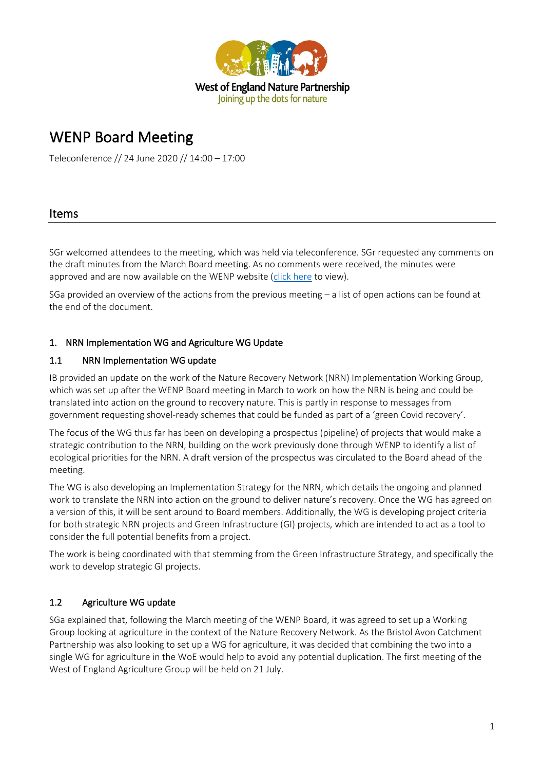West of England Nature Partnership
Joining up the dots for nature

# WENP Board Meeting

Teleconference // 24 June 2020 // 14:00 – 17:00

## Items

SGr welcomed attendees to the meeting, which was held via teleconference. SGr requested any comments on the draft minutes from the March Board meeting. As no comments were received, the minutes were approved and are now available on the WENP website (click here to view).

SGa provided an overview of the actions from the previous meeting – a list of open actions can be found at the end of the document.

### 1. NRN Implementation WG and Agriculture WG Update

#### 1.1 NRN Implementation WG update

IB provided an update on the work of the Nature Recovery Network (NRN) Implementation Working Group, which was set up after the WENP Board meeting in March to work on how the NRN is being and could be translated into action on the ground to recovery nature. This is partly in response to messages from government requesting shovel-ready schemes that could be funded as part of a 'green Covid recovery'.

The focus of the WG thus far has been on developing a prospectus (pipeline) of projects that would make a strategic contribution to the NRN, building on the work previously done through WENP to identify a list of ecological priorities for the NRN. A draft version of the prospectus was circulated to the Board ahead of the meeting.

The WG is also developing an Implementation Strategy for the NRN, which details the ongoing and planned work to translate the NRN into action on the ground to deliver nature's recovery. Once the WG has agreed on a version of this, it will be sent around to Board members. Additionally, the WG is developing project criteria for both strategic NRN projects and Green Infrastructure (GI) projects, which are intended to act as a tool to consider the full potential benefits from a project.

The work is being coordinated with that stemming from the Green Infrastructure Strategy, and specifically the work to develop strategic GI projects.

#### 1.2 Agriculture WG update

SGa explained that, following the March meeting of the WENP Board, it was agreed to set up a Working Group looking at agriculture in the context of the Nature Recovery Network. As the Bristol Avon Catchment Partnership was also looking to set up a WG for agriculture, it was decided that combining the two into a single WG for agriculture in the WoE would help to avoid any potential duplication. The first meeting of the West of England Agriculture Group will be held on 21 July.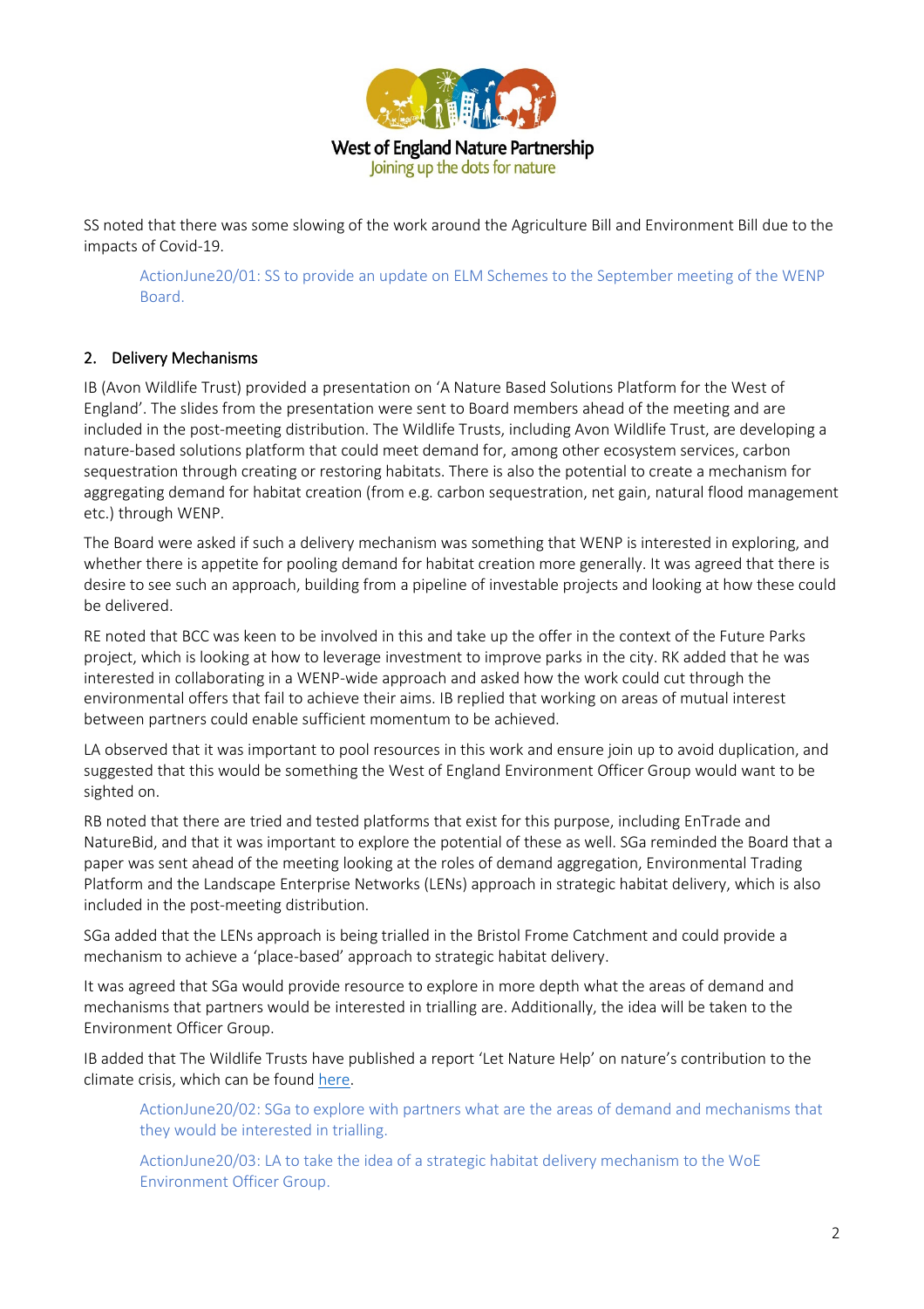SS noted that there was some slowing of the work around the Agriculture Bill and Environment Bill due to the impacts of Covid-19.

> ActionJune20/01: SS to provide an update on ELM Schemes to the September meeting of the WENP Board.

## 2. Delivery Mechanisms

IB (Avon Wildlife Trust) provided a presentation on 'A Nature Based Solutions Platform for the West of England'. The slides from the presentation were sent to Board members ahead of the meeting and are included in the post-meeting distribution. The Wildlife Trusts, including Avon Wildlife Trust, are developing a nature-based solutions platform that could meet demand for, among other ecosystem services, carbon sequestration through creating or restoring habitats. There is also the potential to create a mechanism for aggregating demand for habitat creation (from e.g. carbon sequestration, net gain, natural flood management etc.) through WENP.

The Board were asked if such a delivery mechanism was something that WENP is interested in exploring, and whether there is appetite for pooling demand for habitat creation more generally. It was agreed that there is desire to see such an approach, building from a pipeline of investable projects and looking at how these could be delivered.

RE noted that BCC was keen to be involved in this and take up the offer in the context of the Future Parks project, which is looking at how to leverage investment to improve parks in the city. RK added that he was interested in collaborating in a WENP-wide approach and asked how the work could cut through the environmental offers that fail to achieve their aims. IB replied that working on areas of mutual interest between partners could enable sufficient momentum to be achieved.

LA observed that it was important to pool resources in this work and ensure join up to avoid duplication, and suggested that this would be something the West of England Environment Officer Group would want to be sighted on.

RB noted that there are tried and tested platforms that exist for this purpose, including EnTrade and NatureBid, and that it was important to explore the potential of these as well. SGa reminded the Board that a paper was sent ahead of the meeting looking at the roles of demand aggregation, Environmental Trading Platform and the Landscape Enterprise Networks (LENs) approach in strategic habitat delivery, which is also included in the post-meeting distribution.

SGa added that the LENs approach is being trialled in the Bristol Frome Catchment and could provide a mechanism to achieve a 'place-based' approach to strategic habitat delivery.

It was agreed that SGa would provide resource to explore in more depth what the areas of demand and mechanisms that partners would be interested in trialling are. Additionally, the idea will be taken to the Environment Officer Group.

IB added that The Wildlife Trusts have published a report 'Let Nature Help' on nature's contribution to the climate crisis, which can be found here.

> ActionJune20/02: SGa to explore with partners what are the areas of demand and mechanisms that they would be interested in trialling.

> ActionJune20/03: LA to take the idea of a strategic habitat delivery mechanism to the WoE Environment Officer Group.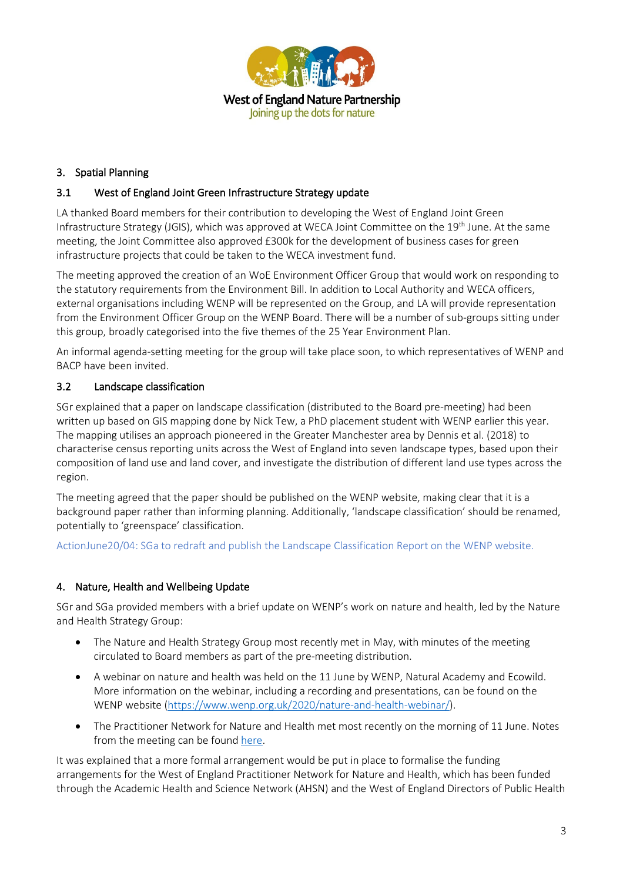## 3. Spatial Planning

### 3.1 West of England Joint Green Infrastructure Strategy update

LA thanked Board members for their contribution to developing the West of England Joint Green Infrastructure Strategy (JGIS), which was approved at WECA Joint Committee on the 19th June. At the same meeting, the Joint Committee also approved £300k for the development of business cases for green infrastructure projects that could be taken to the WECA investment fund.

The meeting approved the creation of an WoE Environment Officer Group that would work on responding to the statutory requirements from the Environment Bill. In addition to Local Authority and WECA officers, external organisations including WENP will be represented on the Group, and LA will provide representation from the Environment Officer Group on the WENP Board. There will be a number of sub-groups sitting under this group, broadly categorised into the five themes of the 25 Year Environment Plan.

An informal agenda-setting meeting for the group will take place soon, to which representatives of WENP and BACP have been invited.

### 3.2 Landscape classification

SGr explained that a paper on landscape classification (distributed to the Board pre-meeting) had been written up based on GIS mapping done by Nick Tew, a PhD placement student with WENP earlier this year. The mapping utilises an approach pioneered in the Greater Manchester area by Dennis et al. (2018) to characterise census reporting units across the West of England into seven landscape types, based upon their composition of land use and land cover, and investigate the distribution of different land use types across the region.

The meeting agreed that the paper should be published on the WENP website, making clear that it is a background paper rather than informing planning. Additionally, 'landscape classification' should be renamed, potentially to 'greenspace' classification.

ActionJune20/04: SGa to redraft and publish the Landscape Classification Report on the WENP website.

## 4. Nature, Health and Wellbeing Update

SGr and SGa provided members with a brief update on WENP's work on nature and health, led by the Nature and Health Strategy Group:

- The Nature and Health Strategy Group most recently met in May, with minutes of the meeting circulated to Board members as part of the pre-meeting distribution.
- A webinar on nature and health was held on the 11 June by WENP, Natural Academy and Ecowild. More information on the webinar, including a recording and presentations, can be found on the WENP website (https://www.wenp.org.uk/2020/nature-and-health-webinar/).
- The Practitioner Network for Nature and Health met most recently on the morning of 11 June. Notes from the meeting can be found here.

It was explained that a more formal arrangement would be put in place to formalise the funding arrangements for the West of England Practitioner Network for Nature and Health, which has been funded through the Academic Health and Science Network (AHSN) and the West of England Directors of Public Health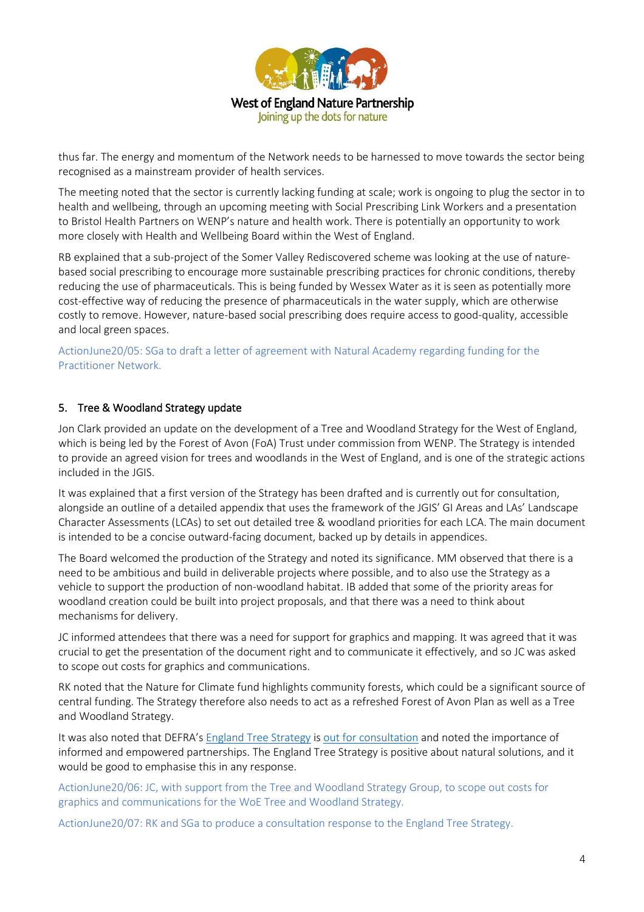thus far. The energy and momentum of the Network needs to be harnessed to move towards the sector being recognised as a mainstream provider of health services.

The meeting noted that the sector is currently lacking funding at scale; work is ongoing to plug the sector in to health and wellbeing, through an upcoming meeting with Social Prescribing Link Workers and a presentation to Bristol Health Partners on WENP's nature and health work. There is potentially an opportunity to work more closely with Health and Wellbeing Board within the West of England.

RB explained that a sub-project of the Somer Valley Rediscovered scheme was looking at the use of nature-based social prescribing to encourage more sustainable prescribing practices for chronic conditions, thereby reducing the use of pharmaceuticals. This is being funded by Wessex Water as it is seen as potentially more cost-effective way of reducing the presence of pharmaceuticals in the water supply, which are otherwise costly to remove. However, nature-based social prescribing does require access to good-quality, accessible and local green spaces.

ActionJune20/05: SGa to draft a letter of agreement with Natural Academy regarding funding for the Practitioner Network.

## 5. Tree & Woodland Strategy update

Jon Clark provided an update on the development of a Tree and Woodland Strategy for the West of England, which is being led by the Forest of Avon (FoA) Trust under commission from WENP. The Strategy is intended to provide an agreed vision for trees and woodlands in the West of England, and is one of the strategic actions included in the JGIS.

It was explained that a first version of the Strategy has been drafted and is currently out for consultation, alongside an outline of a detailed appendix that uses the framework of the JGIS' GI Areas and LAs' Landscape Character Assessments (LCAs) to set out detailed tree & woodland priorities for each LCA. The main document is intended to be a concise outward-facing document, backed up by details in appendices.

The Board welcomed the production of the Strategy and noted its significance. MM observed that there is a need to be ambitious and build in deliverable projects where possible, and to also use the Strategy as a vehicle to support the production of non-woodland habitat. IB added that some of the priority areas for woodland creation could be built into project proposals, and that there was a need to think about mechanisms for delivery.

JC informed attendees that there was a need for support for graphics and mapping. It was agreed that it was crucial to get the presentation of the document right and to communicate it effectively, and so JC was asked to scope out costs for graphics and communications.

RK noted that the Nature for Climate fund highlights community forests, which could be a significant source of central funding. The Strategy therefore also needs to act as a refreshed Forest of Avon Plan as well as a Tree and Woodland Strategy.

It was also noted that DEFRA's England Tree Strategy is out for consultation and noted the importance of informed and empowered partnerships. The England Tree Strategy is positive about natural solutions, and it would be good to emphasise this in any response.

ActionJune20/06: JC, with support from the Tree and Woodland Strategy Group, to scope out costs for graphics and communications for the WoE Tree and Woodland Strategy.

ActionJune20/07: RK and SGa to produce a consultation response to the England Tree Strategy.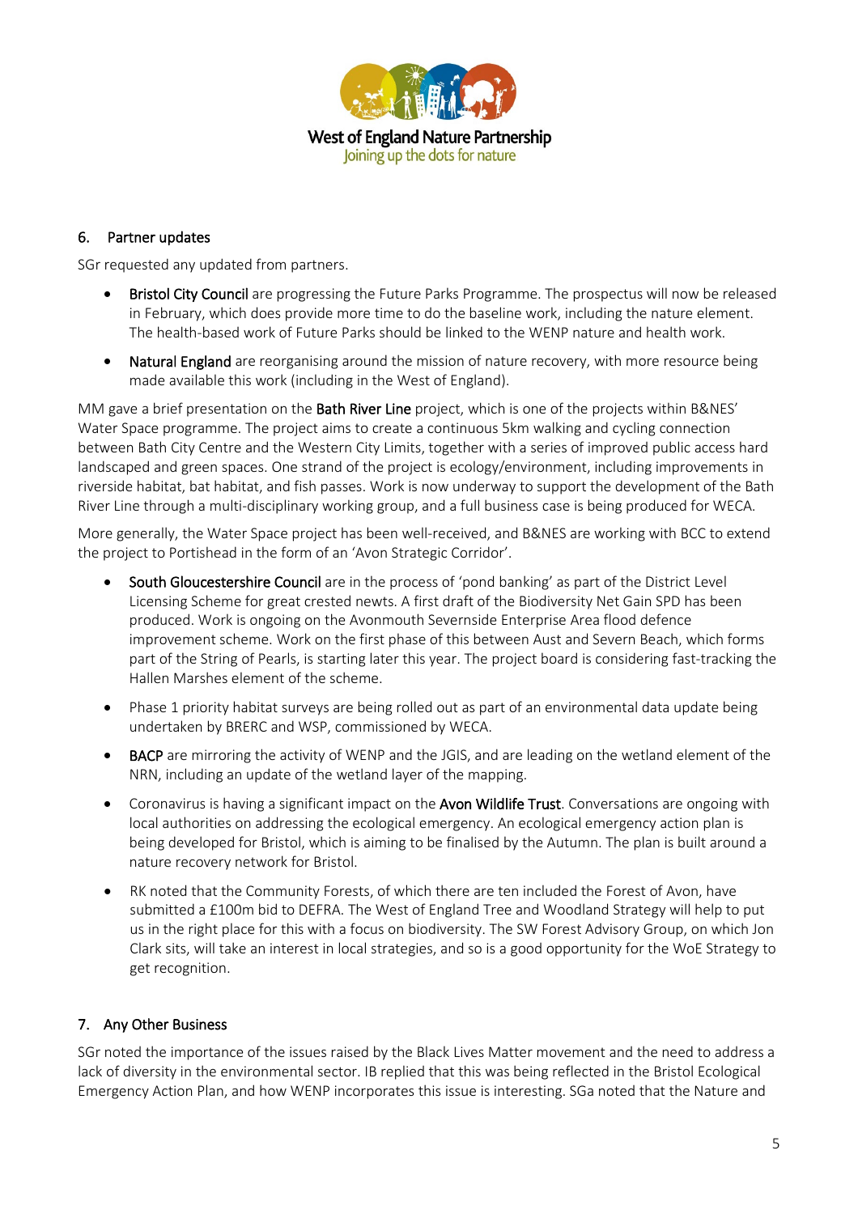## 6. Partner updates

SGr requested any updated from partners.

- **Bristol City Council** are progressing the Future Parks Programme. The prospectus will now be released in February, which does provide more time to do the baseline work, including the nature element. The health-based work of Future Parks should be linked to the WENP nature and health work.
- **Natural England** are reorganising around the mission of nature recovery, with more resource being made available this work (including in the West of England).

MM gave a brief presentation on the **Bath River Line** project, which is one of the projects within B&NES' Water Space programme. The project aims to create a continuous 5km walking and cycling connection between Bath City Centre and the Western City Limits, together with a series of improved public access hard landscaped and green spaces. One strand of the project is ecology/environment, including improvements in riverside habitat, bat habitat, and fish passes. Work is now underway to support the development of the Bath River Line through a multi-disciplinary working group, and a full business case is being produced for WECA.

More generally, the Water Space project has been well-received, and B&NES are working with BCC to extend the project to Portishead in the form of an 'Avon Strategic Corridor'.

- **South Gloucestershire Council** are in the process of 'pond banking' as part of the District Level Licensing Scheme for great crested newts. A first draft of the Biodiversity Net Gain SPD has been produced. Work is ongoing on the Avonmouth Severnside Enterprise Area flood defence improvement scheme. Work on the first phase of this between Aust and Severn Beach, which forms part of the String of Pearls, is starting later this year. The project board is considering fast-tracking the Hallen Marshes element of the scheme.
- Phase 1 priority habitat surveys are being rolled out as part of an environmental data update being undertaken by BRERC and WSP, commissioned by WECA.
- **BACP** are mirroring the activity of WENP and the JGIS, and are leading on the wetland element of the NRN, including an update of the wetland layer of the mapping.
- Coronavirus is having a significant impact on the **Avon Wildlife Trust**. Conversations are ongoing with local authorities on addressing the ecological emergency. An ecological emergency action plan is being developed for Bristol, which is aiming to be finalised by the Autumn. The plan is built around a nature recovery network for Bristol.
- RK noted that the Community Forests, of which there are ten included the Forest of Avon, have submitted a £100m bid to DEFRA. The West of England Tree and Woodland Strategy will help to put us in the right place for this with a focus on biodiversity. The SW Forest Advisory Group, on which Jon Clark sits, will take an interest in local strategies, and so is a good opportunity for the WoE Strategy to get recognition.

## 7. Any Other Business

SGr noted the importance of the issues raised by the Black Lives Matter movement and the need to address a lack of diversity in the environmental sector. IB replied that this was being reflected in the Bristol Ecological Emergency Action Plan, and how WENP incorporates this issue is interesting. SGa noted that the Nature and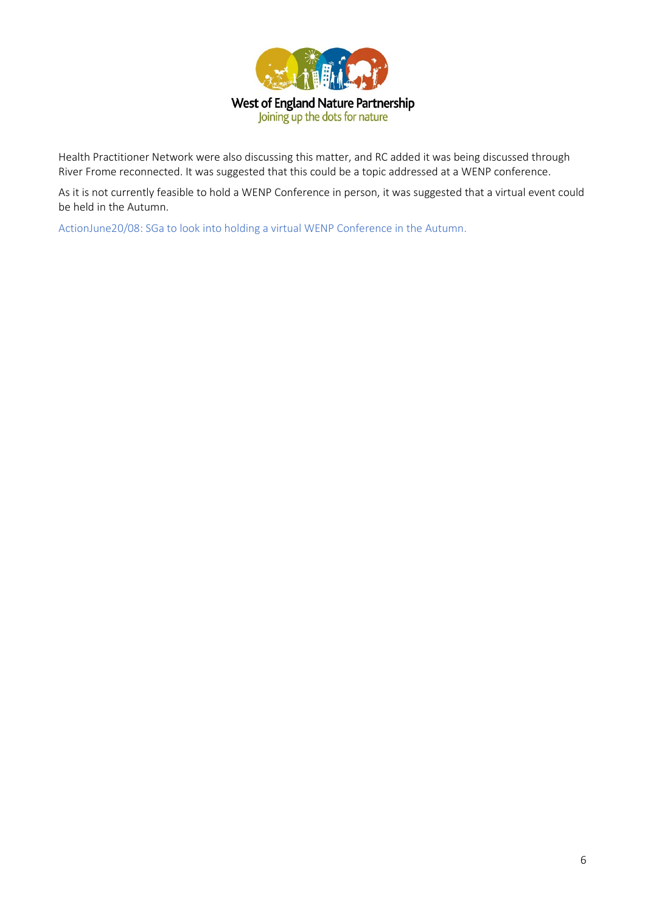Health Practitioner Network were also discussing this matter, and RC added it was being discussed through River Frome reconnected. It was suggested that this could be a topic addressed at a WENP conference.

As it is not currently feasible to hold a WENP Conference in person, it was suggested that a virtual event could be held in the Autumn.

ActionJune20/08: SGa to look into holding a virtual WENP Conference in the Autumn.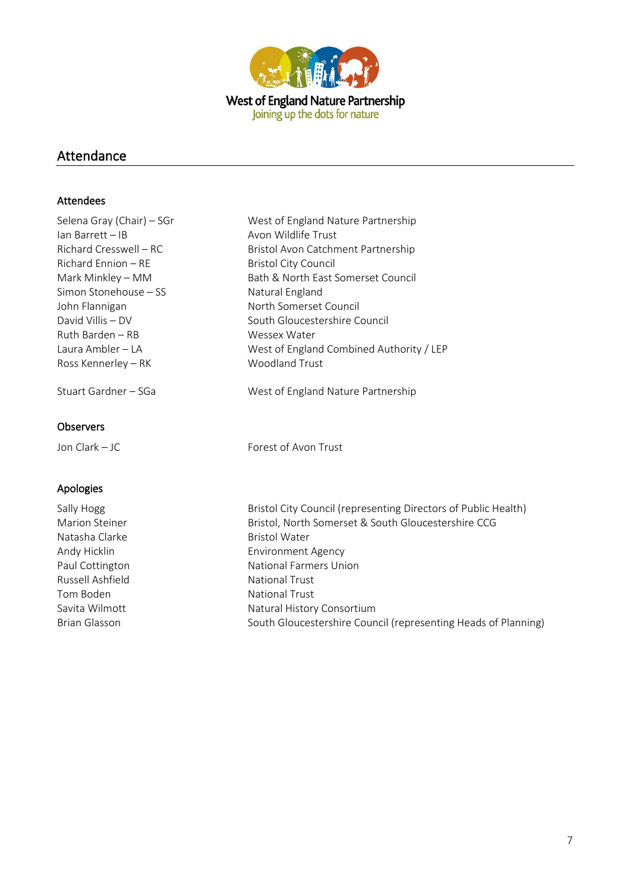West of England Nature Partnership
Joining up the dots for nature

## Attendance

### Attendees

| | |
|---|---|
| Selena Gray (Chair) – SGr | West of England Nature Partnership |
| Ian Barrett – IB | Avon Wildlife Trust |
| Richard Cresswell – RC | Bristol Avon Catchment Partnership |
| Richard Ennion – RE | Bristol City Council |
| Mark Minkley – MM | Bath & North East Somerset Council |
| Simon Stonehouse – SS | Natural England |
| John Flannigan | North Somerset Council |
| David Villis – DV | South Gloucestershire Council |
| Ruth Barden – RB | Wessex Water |
| Laura Ambler – LA | West of England Combined Authority / LEP |
| Ross Kennerley – RK | Woodland Trust |
| Stuart Gardner – SGa | West of England Nature Partnership |

### Observers

| | |
|---|---|
| Jon Clark – JC | Forest of Avon Trust |

### Apologies

| | |
|---|---|
| Sally Hogg | Bristol City Council (representing Directors of Public Health) |
| Marion Steiner | Bristol, North Somerset & South Gloucestershire CCG |
| Natasha Clarke | Bristol Water |
| Andy Hicklin | Environment Agency |
| Paul Cottington | National Farmers Union |
| Russell Ashfield | National Trust |
| Tom Boden | National Trust |
| Savita Wilmott | Natural History Consortium |
| Brian Glasson | South Gloucestershire Council (representing Heads of Planning) |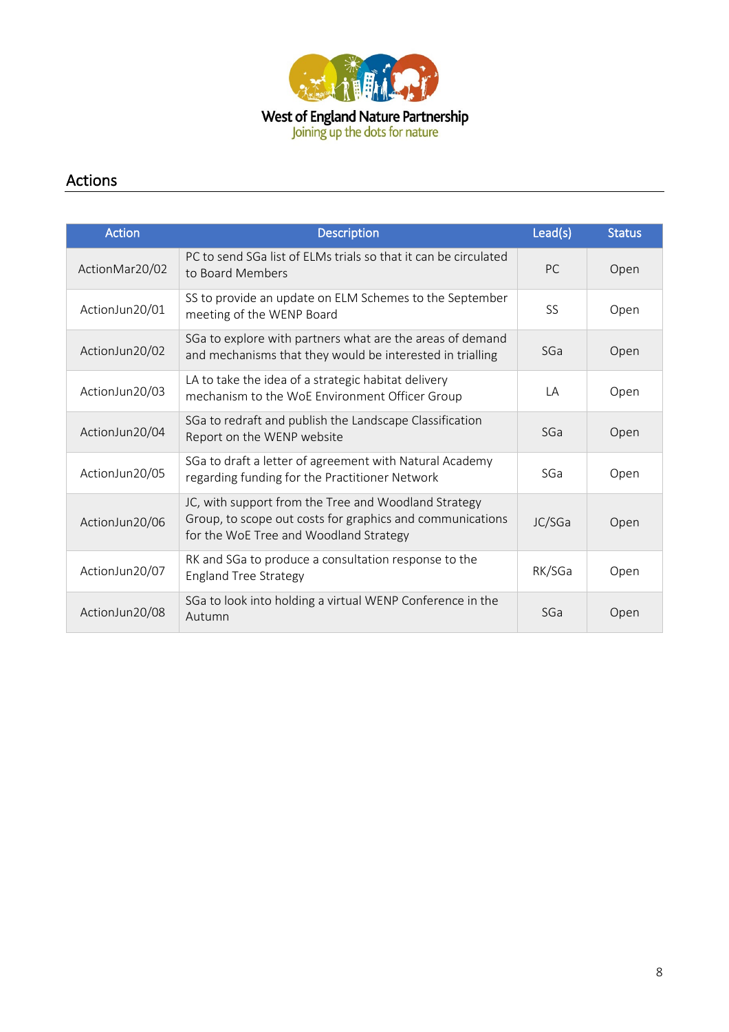West of England Nature Partnership
Joining up the dots for nature

## Actions

| Action | Description | Lead(s) | Status |
|---|---|---|---|
| ActionMar20/02 | PC to send SGa list of ELMs trials so that it can be circulated to Board Members | PC | Open |
| ActionJun20/01 | SS to provide an update on ELM Schemes to the September meeting of the WENP Board | SS | Open |
| ActionJun20/02 | SGa to explore with partners what are the areas of demand and mechanisms that they would be interested in trialling | SGa | Open |
| ActionJun20/03 | LA to take the idea of a strategic habitat delivery mechanism to the WoE Environment Officer Group | LA | Open |
| ActionJun20/04 | SGa to redraft and publish the Landscape Classification Report on the WENP website | SGa | Open |
| ActionJun20/05 | SGa to draft a letter of agreement with Natural Academy regarding funding for the Practitioner Network | SGa | Open |
| ActionJun20/06 | JC, with support from the Tree and Woodland Strategy Group, to scope out costs for graphics and communications for the WoE Tree and Woodland Strategy | JC/SGa | Open |
| ActionJun20/07 | RK and SGa to produce a consultation response to the England Tree Strategy | RK/SGa | Open |
| ActionJun20/08 | SGa to look into holding a virtual WENP Conference in the Autumn | SGa | Open |